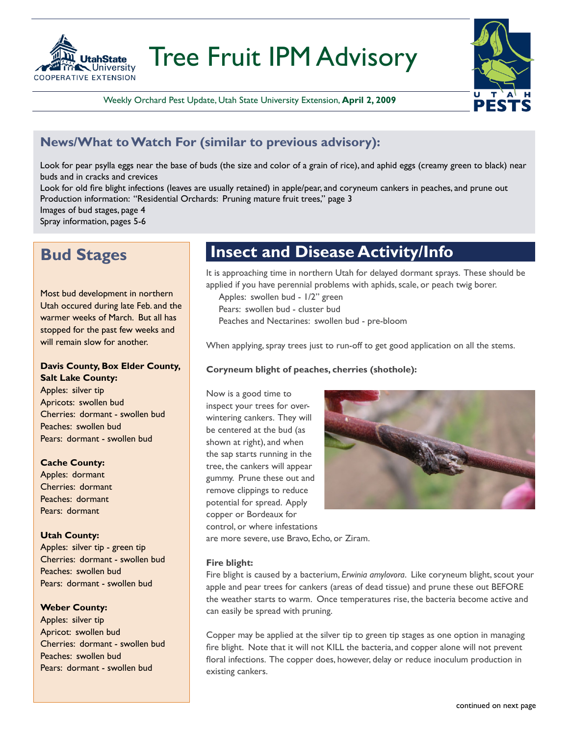// Tree Fruit IPM Advisory

Weekly Orchard Pest Update, Utah State University Extension, **April 2, 2009**

## News/What to Watch For (similar to previous advisory):

Look for pear psylla eggs near the base of buds (the size and color of a grain of rice), and aphid eggs (creamy green to black) near buds and in cracks and crevices

Look for old fire blight infections (leaves are usually retained) in apple/pear, and coryneum cankers in peaches, and prune out

Production information: "Residential Orchards: Pruning mature fruit trees," page 3

Images of bud stages, page 4

Spray information, pages 5-6

## Bud Stages

Most bud development in northern Utah occured during late Feb. and the warmer weeks of March. But all has stopped for the past few weeks and will remain slow for another.

**Davis County, Box Elder County, Salt Lake County:**

Apples: silver tip
Apricots: swollen bud
Cherries: dormant - swollen bud
Peaches: swollen bud
Pears: dormant - swollen bud

**Cache County:**

Apples: dormant
Cherries: dormant
Peaches: dormant
Pears: dormant

**Utah County:**

Apples: silver tip - green tip
Cherries: dormant - swollen bud
Peaches: swollen bud
Pears: dormant - swollen bud

**Weber County:**

Apples: silver tip
Apricot: swollen bud
Cherries: dormant - swollen bud
Peaches: swollen bud
Pears: dormant - swollen bud

## Insect and Disease Activity/Info

It is approaching time in northern Utah for delayed dormant sprays. These should be applied if you have perennial problems with aphids, scale, or peach twig borer.

Apples: swollen bud - 1/2" green
Pears: swollen bud - cluster bud
Peaches and Nectarines: swollen bud - pre-bloom

When applying, spray trees just to run-off to get good application on all the stems.

**Coryneum blight of peaches, cherries (shothole):**

Now is a good time to inspect your trees for over-wintering cankers. They will be centered at the bud (as shown at right), and when the sap starts running in the tree, the cankers will appear gummy. Prune these out and remove clippings to reduce potential for spread. Apply copper or Bordeaux for control, or where infestations are more severe, use Bravo, Echo, or Ziram.

**Fire blight:**

Fire blight is caused by a bacterium, *Erwinia amylovora*. Like coryneum blight, scout your apple and pear trees for cankers (areas of dead tissue) and prune these out BEFORE the weather starts to warm. Once temperatures rise, the bacteria become active and can easily be spread with pruning.

Copper may be applied at the silver tip to green tip stages as one option in managing fire blight. Note that it will not KILL the bacteria, and copper alone will not prevent floral infections. The copper does, however, delay or reduce inoculum production in existing cankers.

continued on next page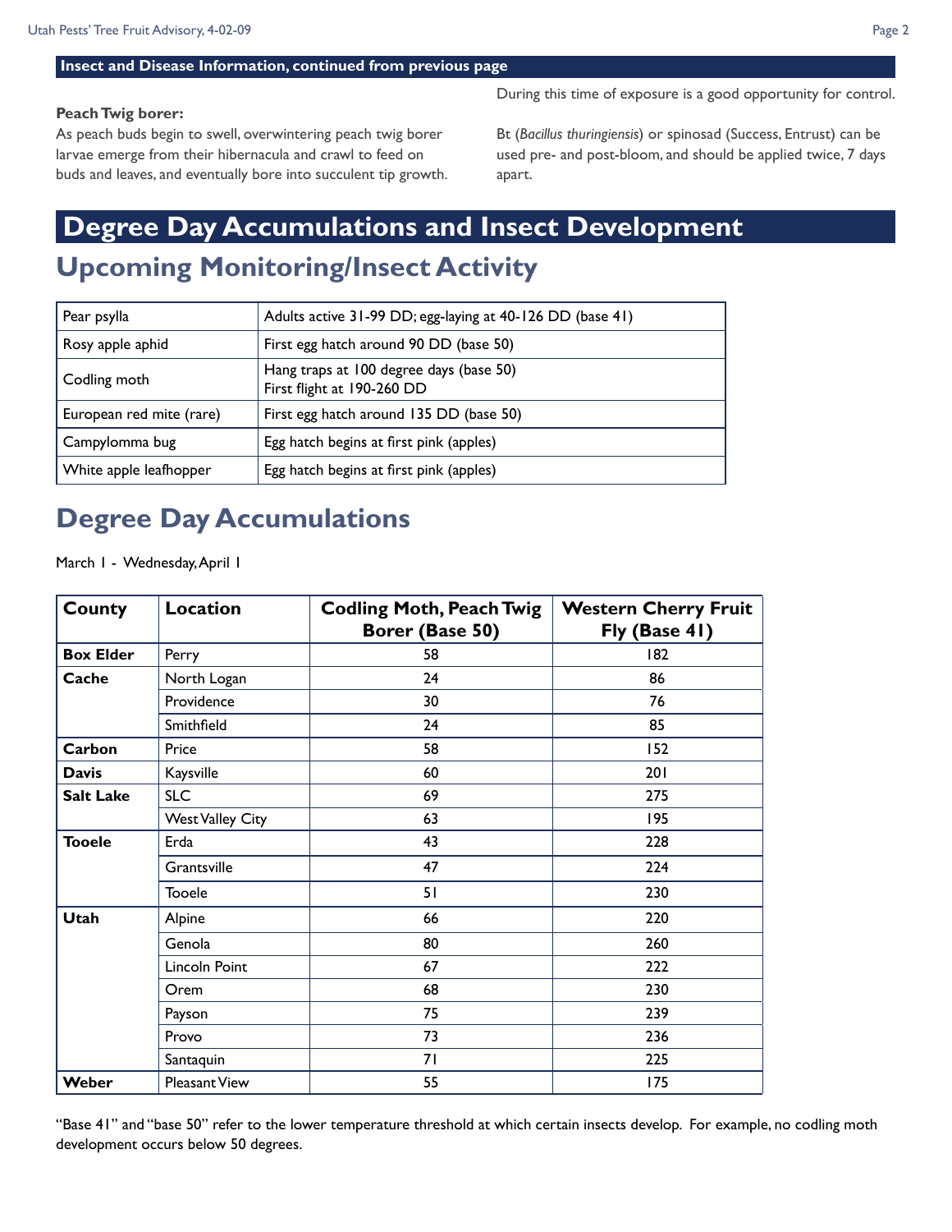### Insect and Disease Information, continued from previous page

**Peach Twig borer:**
As peach buds begin to swell, overwintering peach twig borer larvae emerge from their hibernacula and crawl to feed on buds and leaves, and eventually bore into succulent tip growth. During this time of exposure is a good opportunity for control.

Bt (*Bacillus thuringiensis*) or spinosad (Success, Entrust) can be used pre- and post-bloom, and should be applied twice, 7 days apart.

# Degree Day Accumulations and Insect Development

## Upcoming Monitoring/Insect Activity

| | |
|---|---|
| Pear psylla | Adults active 31-99 DD; egg-laying at 40-126 DD (base 41) |
| Rosy apple aphid | First egg hatch around 90 DD (base 50) |
| Codling moth | Hang traps at 100 degree days (base 50)<br>First flight at 190-260 DD |
| European red mite (rare) | First egg hatch around 135 DD (base 50) |
| Campylomma bug | Egg hatch begins at first pink (apples) |
| White apple leafhopper | Egg hatch begins at first pink (apples) |

## Degree Day Accumulations

March 1 - Wednesday, April 1

| County | Location | Codling Moth, Peach Twig Borer (Base 50) | Western Cherry Fruit Fly (Base 41) |
|---|---|---|---|
| **Box Elder** | Perry | 58 | 182 |
| **Cache** | North Logan | 24 | 86 |
| | Providence | 30 | 76 |
| | Smithfield | 24 | 85 |
| **Carbon** | Price | 58 | 152 |
| **Davis** | Kaysville | 60 | 201 |
| **Salt Lake** | SLC | 69 | 275 |
| | West Valley City | 63 | 195 |
| **Tooele** | Erda | 43 | 228 |
| | Grantsville | 47 | 224 |
| | Tooele | 51 | 230 |
| **Utah** | Alpine | 66 | 220 |
| | Genola | 80 | 260 |
| | Lincoln Point | 67 | 222 |
| | Orem | 68 | 230 |
| | Payson | 75 | 239 |
| | Provo | 73 | 236 |
| | Santaquin | 71 | 225 |
| **Weber** | Pleasant View | 55 | 175 |

"Base 41" and "base 50" refer to the lower temperature threshold at which certain insects develop. For example, no codling moth development occurs below 50 degrees.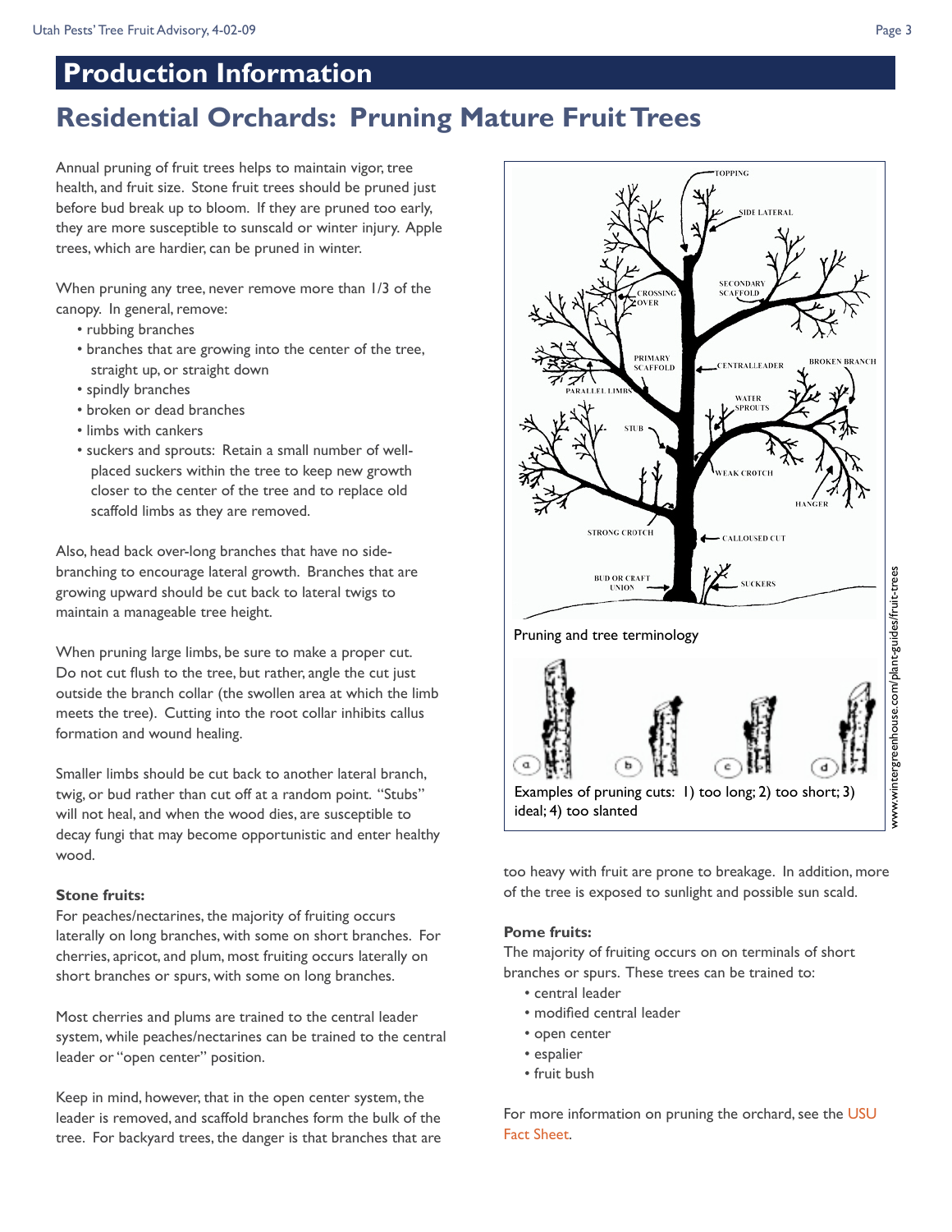## Production Information

# Residential Orchards: Pruning Mature Fruit Trees

Annual pruning of fruit trees helps to maintain vigor, tree health, and fruit size. Stone fruit trees should be pruned just before bud break up to bloom. If they are pruned too early, they are more susceptible to sunscald or winter injury. Apple trees, which are hardier, can be pruned in winter.

When pruning any tree, never remove more than 1/3 of the canopy. In general, remove:

- rubbing branches
- branches that are growing into the center of the tree, straight up, or straight down
- spindly branches
- broken or dead branches
- limbs with cankers
- suckers and sprouts: Retain a small number of well-placed suckers within the tree to keep new growth closer to the center of the tree and to replace old scaffold limbs as they are removed.

Also, head back over-long branches that have no side-branching to encourage lateral growth. Branches that are growing upward should be cut back to lateral twigs to maintain a manageable tree height.

When pruning large limbs, be sure to make a proper cut. Do not cut flush to the tree, but rather, angle the cut just outside the branch collar (the swollen area at which the limb meets the tree). Cutting into the root collar inhibits callus formation and wound healing.

Smaller limbs should be cut back to another lateral branch, twig, or bud rather than cut off at a random point. "Stubs" will not heal, and when the wood dies, are susceptible to decay fungi that may become opportunistic and enter healthy wood.

Pruning and tree terminology

Examples of pruning cuts: 1) too long; 2) too short; 3) ideal; 4) too slanted

www.wintergreenhouse.com/plant-guides/fruit-trees

### Stone fruits:

For peaches/nectarines, the majority of fruiting occurs laterally on long branches, with some on short branches. For cherries, apricot, and plum, most fruiting occurs laterally on short branches or spurs, with some on long branches.

Most cherries and plums are trained to the central leader system, while peaches/nectarines can be trained to the central leader or "open center" position.

Keep in mind, however, that in the open center system, the leader is removed, and scaffold branches form the bulk of the tree. For backyard trees, the danger is that branches that are too heavy with fruit are prone to breakage. In addition, more of the tree is exposed to sunlight and possible sun scald.

### Pome fruits:

The majority of fruiting occurs on on terminals of short branches or spurs. These trees can be trained to:

- central leader
- modified central leader
- open center
- espalier
- fruit bush

For more information on pruning the orchard, see the USU Fact Sheet.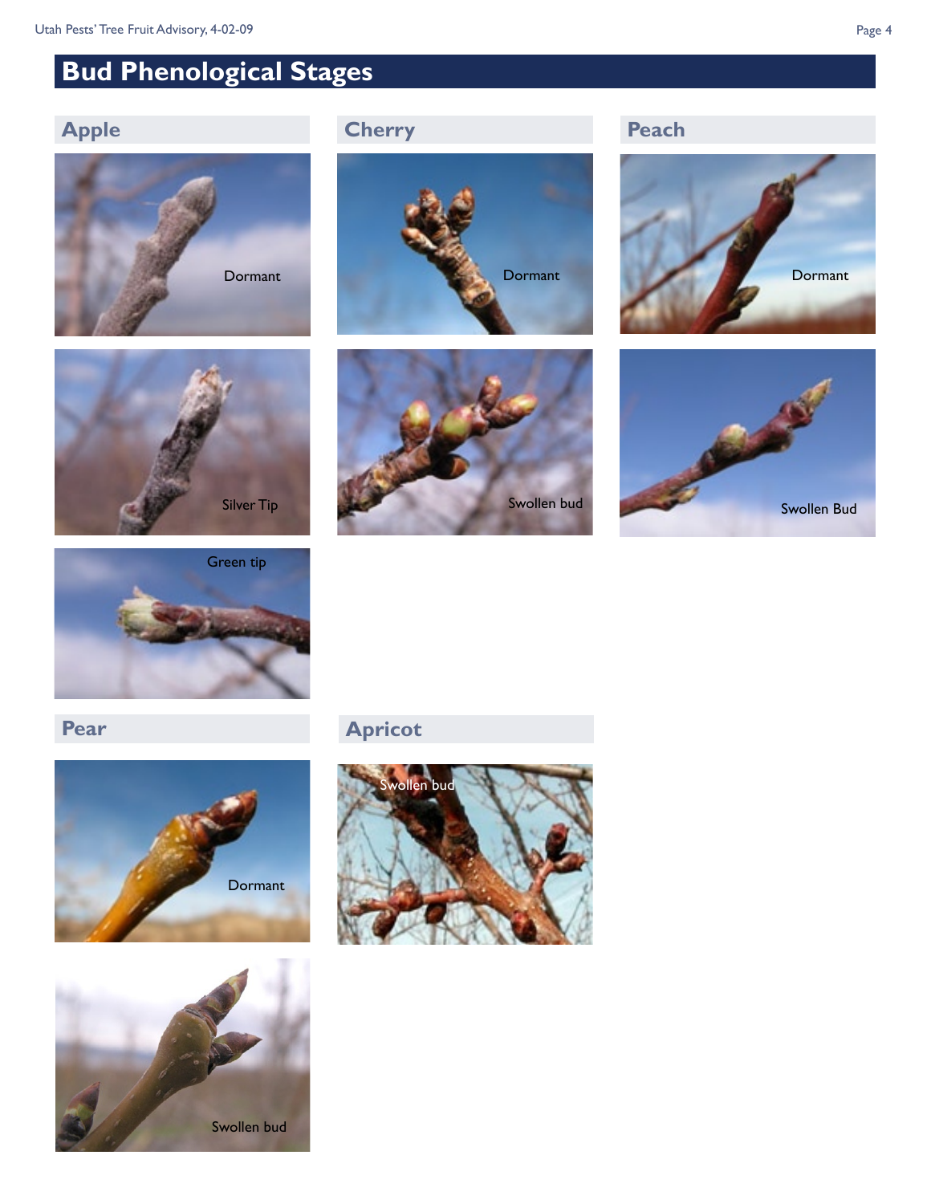# Bud Phenological Stages

## Apple

Dormant

Silver Tip

Green tip

## Cherry

Dormant

Swollen bud

## Peach

Dormant

Swollen Bud

## Pear

Dormant

Swollen bud

## Apricot

Swollen bud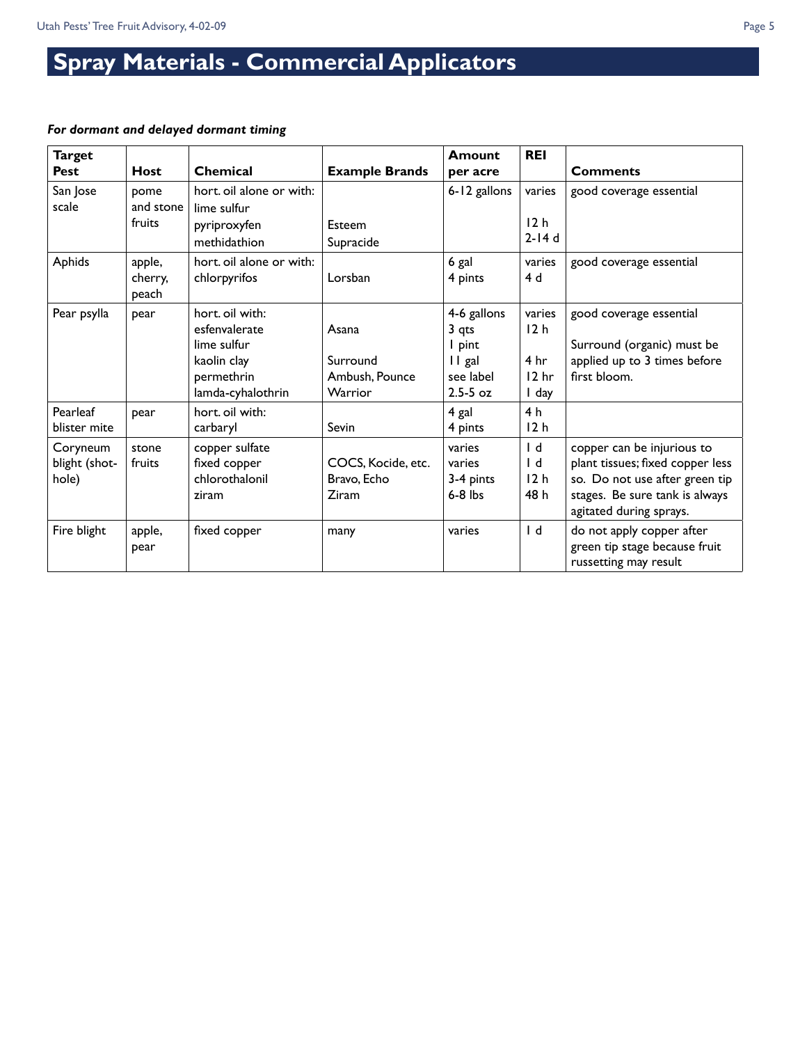# Spray Materials - Commercial Applicators

***For dormant and delayed dormant timing***

| Target Pest | Host | Chemical | Example Brands | Amount per acre | REI | Comments |
|---|---|---|---|---|---|---|
| San Jose scale | pome and stone fruits | hort. oil alone or with:<br>lime sulfur<br>pyriproxyfen<br>methidathion | <br><br>Esteem<br>Supracide | 6-12 gallons | varies<br><br>12 h<br>2-14 d | good coverage essential |
| Aphids | apple, cherry, peach | hort. oil alone or with:<br>chlorpyrifos | <br>Lorsban | 6 gal<br>4 pints | varies<br>4 d | good coverage essential |
| Pear psylla | pear | hort. oil with:<br>esfenvalerate<br>lime sulfur<br>kaolin clay<br>permethrin<br>lamda-cyhalothrin | <br>Asana<br><br>Surround<br>Ambush, Pounce<br>Warrior | 4-6 gallons<br>3 qts<br>1 pint<br>11 gal<br>see label<br>2.5-5 oz | varies<br>12 h<br><br>4 hr<br>12 hr<br>1 day | good coverage essential<br><br>Surround (organic) must be applied up to 3 times before first bloom. |
| Pearleaf blister mite | pear | hort. oil with:<br>carbaryl | <br>Sevin | 4 gal<br>4 pints | 4 h<br>12 h | |
| Coryneum blight (shot-hole) | stone fruits | copper sulfate<br>fixed copper<br>chlorothalonil<br>ziram | <br>COCS, Kocide, etc.<br>Bravo, Echo<br>Ziram | varies<br>varies<br>3-4 pints<br>6-8 lbs | 1 d<br>1 d<br>12 h<br>48 h | copper can be injurious to plant tissues; fixed copper less so. Do not use after green tip stages. Be sure tank is always agitated during sprays. |
| Fire blight | apple, pear | fixed copper | many | varies | 1 d | do not apply copper after green tip stage because fruit russetting may result |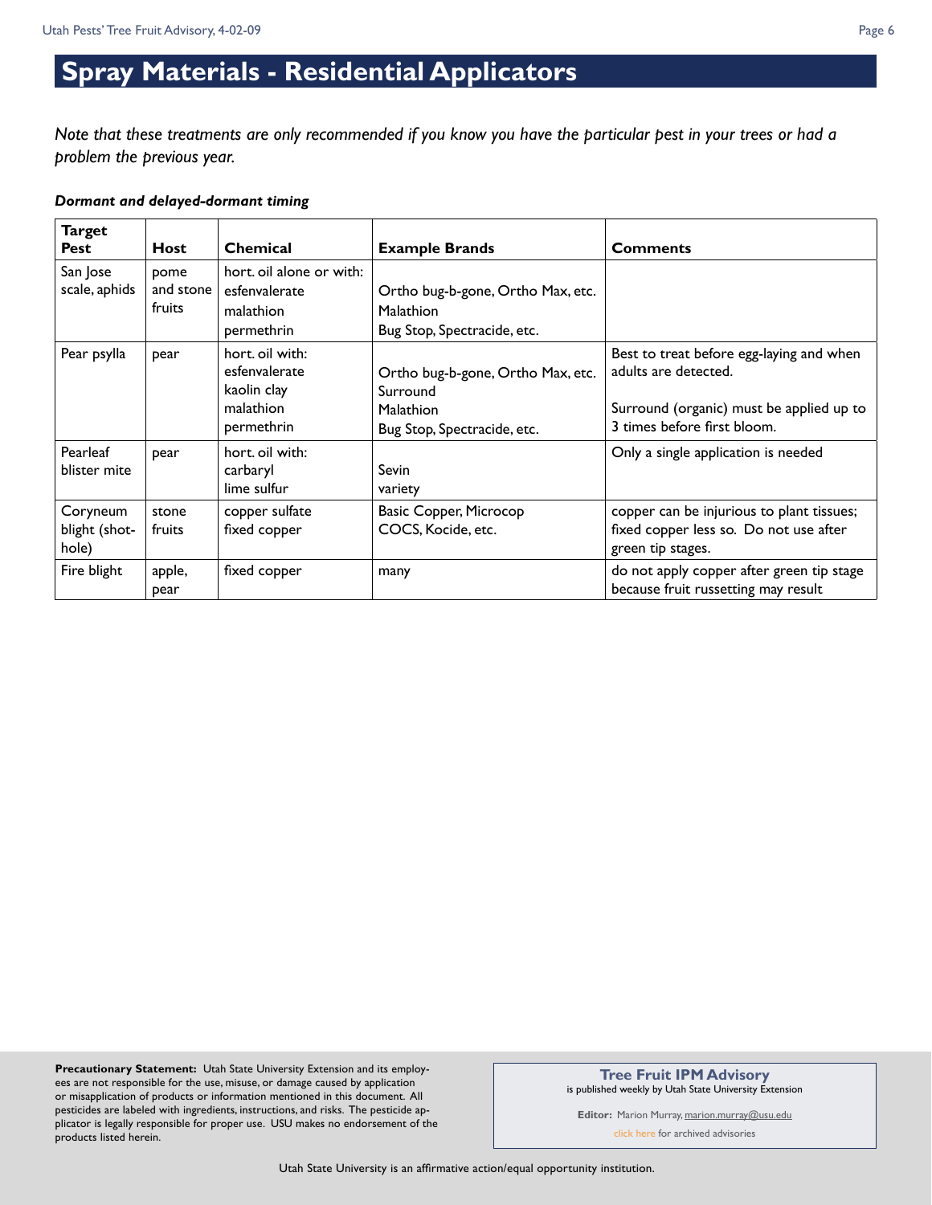# Spray Materials - Residential Applicators

*Note that these treatments are only recommended if you know you have the particular pest in your trees or had a problem the previous year.*

***Dormant and delayed-dormant timing***

| Target Pest | Host | Chemical | Example Brands | Comments |
|---|---|---|---|---|
| San Jose scale, aphids | pome and stone fruits | hort. oil alone or with:<br>esfenvalerate<br>malathion<br>permethrin | Ortho bug-b-gone, Ortho Max, etc.<br>Malathion<br>Bug Stop, Spectracide, etc. | |
| Pear psylla | pear | hort. oil with:<br>esfenvalerate<br>kaolin clay<br>malathion<br>permethrin | Ortho bug-b-gone, Ortho Max, etc.<br>Surround<br>Malathion<br>Bug Stop, Spectracide, etc. | Best to treat before egg-laying and when adults are detected.<br><br>Surround (organic) must be applied up to 3 times before first bloom. |
| Pearleaf blister mite | pear | hort. oil with:<br>carbaryl<br>lime sulfur | Sevin<br>variety | Only a single application is needed |
| Coryneum blight (shot-hole) | stone fruits | copper sulfate<br>fixed copper | Basic Copper, Microcop<br>COCS, Kocide, etc. | copper can be injurious to plant tissues; fixed copper less so. Do not use after green tip stages. |
| Fire blight | apple, pear | fixed copper | many | do not apply copper after green tip stage because fruit russetting may result |

**Precautionary Statement:** Utah State University Extension and its employees are not responsible for the use, misuse, or damage caused by application or misapplication of products or information mentioned in this document. All pesticides are labeled with ingredients, instructions, and risks. The pesticide applicator is legally responsible for proper use. USU makes no endorsement of the products listed herein.

**Tree Fruit IPM Advisory**
is published weekly by Utah State University Extension

**Editor:** Marion Murray, marion.murray@usu.edu

click here for archived advisories

Utah State University is an affirmative action/equal opportunity institution.